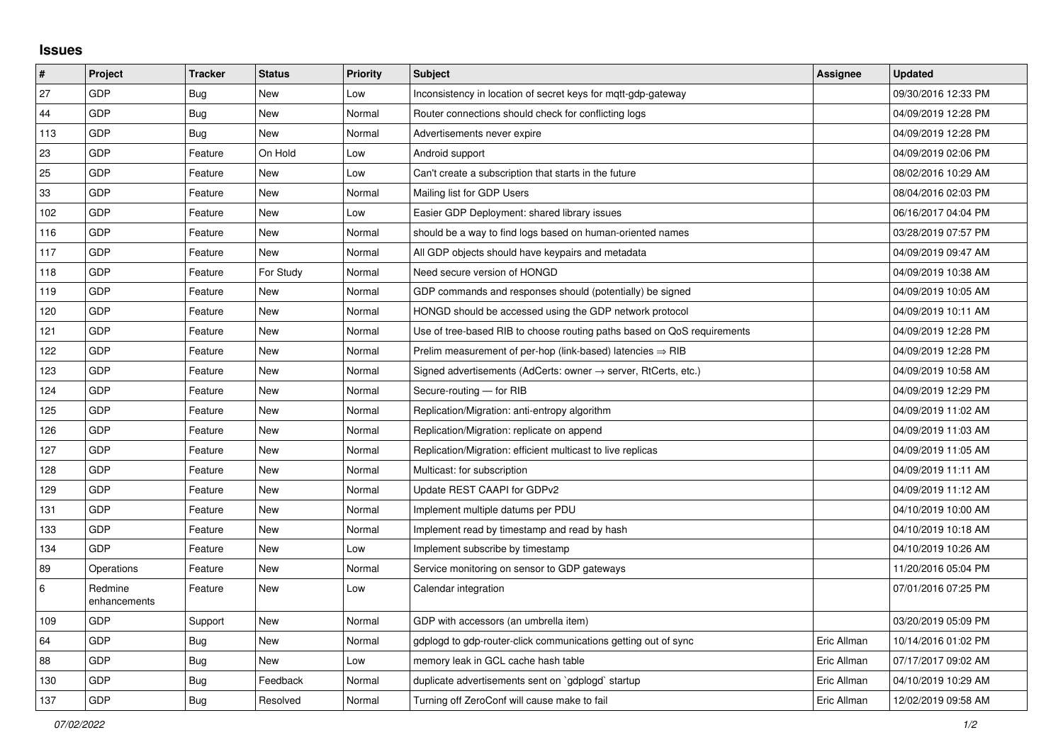# Issues

| # | Project | Tracker | Status | Priority | Subject | Assignee | Updated |
|---|---|---|---|---|---|---|---|
| 27 | GDP | Bug | New | Low | Inconsistency in location of secret keys for mqtt-gdp-gateway | | 09/30/2016 12:33 PM |
| 44 | GDP | Bug | New | Normal | Router connections should check for conflicting logs | | 04/09/2019 12:28 PM |
| 113 | GDP | Bug | New | Normal | Advertisements never expire | | 04/09/2019 12:28 PM |
| 23 | GDP | Feature | On Hold | Low | Android support | | 04/09/2019 02:06 PM |
| 25 | GDP | Feature | New | Low | Can't create a subscription that starts in the future | | 08/02/2016 10:29 AM |
| 33 | GDP | Feature | New | Normal | Mailing list for GDP Users | | 08/04/2016 02:03 PM |
| 102 | GDP | Feature | New | Low | Easier GDP Deployment: shared library issues | | 06/16/2017 04:04 PM |
| 116 | GDP | Feature | New | Normal | should be a way to find logs based on human-oriented names | | 03/28/2019 07:57 PM |
| 117 | GDP | Feature | New | Normal | All GDP objects should have keypairs and metadata | | 04/09/2019 09:47 AM |
| 118 | GDP | Feature | For Study | Normal | Need secure version of HONGD | | 04/09/2019 10:38 AM |
| 119 | GDP | Feature | New | Normal | GDP commands and responses should (potentially) be signed | | 04/09/2019 10:05 AM |
| 120 | GDP | Feature | New | Normal | HONGD should be accessed using the GDP network protocol | | 04/09/2019 10:11 AM |
| 121 | GDP | Feature | New | Normal | Use of tree-based RIB to choose routing paths based on QoS requirements | | 04/09/2019 12:28 PM |
| 122 | GDP | Feature | New | Normal | Prelim measurement of per-hop (link-based) latencies ⇒ RIB | | 04/09/2019 12:28 PM |
| 123 | GDP | Feature | New | Normal | Signed advertisements (AdCerts: owner → server, RtCerts, etc.) | | 04/09/2019 10:58 AM |
| 124 | GDP | Feature | New | Normal | Secure-routing — for RIB | | 04/09/2019 12:29 PM |
| 125 | GDP | Feature | New | Normal | Replication/Migration: anti-entropy algorithm | | 04/09/2019 11:02 AM |
| 126 | GDP | Feature | New | Normal | Replication/Migration: replicate on append | | 04/09/2019 11:03 AM |
| 127 | GDP | Feature | New | Normal | Replication/Migration: efficient multicast to live replicas | | 04/09/2019 11:05 AM |
| 128 | GDP | Feature | New | Normal | Multicast: for subscription | | 04/09/2019 11:11 AM |
| 129 | GDP | Feature | New | Normal | Update REST CAAPI for GDPv2 | | 04/09/2019 11:12 AM |
| 131 | GDP | Feature | New | Normal | Implement multiple datums per PDU | | 04/10/2019 10:00 AM |
| 133 | GDP | Feature | New | Normal | Implement read by timestamp and read by hash | | 04/10/2019 10:18 AM |
| 134 | GDP | Feature | New | Low | Implement subscribe by timestamp | | 04/10/2019 10:26 AM |
| 89 | Operations | Feature | New | Normal | Service monitoring on sensor to GDP gateways | | 11/20/2016 05:04 PM |
| 6 | Redmine enhancements | Feature | New | Low | Calendar integration | | 07/01/2016 07:25 PM |
| 109 | GDP | Support | New | Normal | GDP with accessors (an umbrella item) | | 03/20/2019 05:09 PM |
| 64 | GDP | Bug | New | Normal | gdplogd to gdp-router-click communications getting out of sync | Eric Allman | 10/14/2016 01:02 PM |
| 88 | GDP | Bug | New | Low | memory leak in GCL cache hash table | Eric Allman | 07/17/2017 09:02 AM |
| 130 | GDP | Bug | Feedback | Normal | duplicate advertisements sent on `gdplogd` startup | Eric Allman | 04/10/2019 10:29 AM |
| 137 | GDP | Bug | Resolved | Normal | Turning off ZeroConf will cause make to fail | Eric Allman | 12/02/2019 09:58 AM |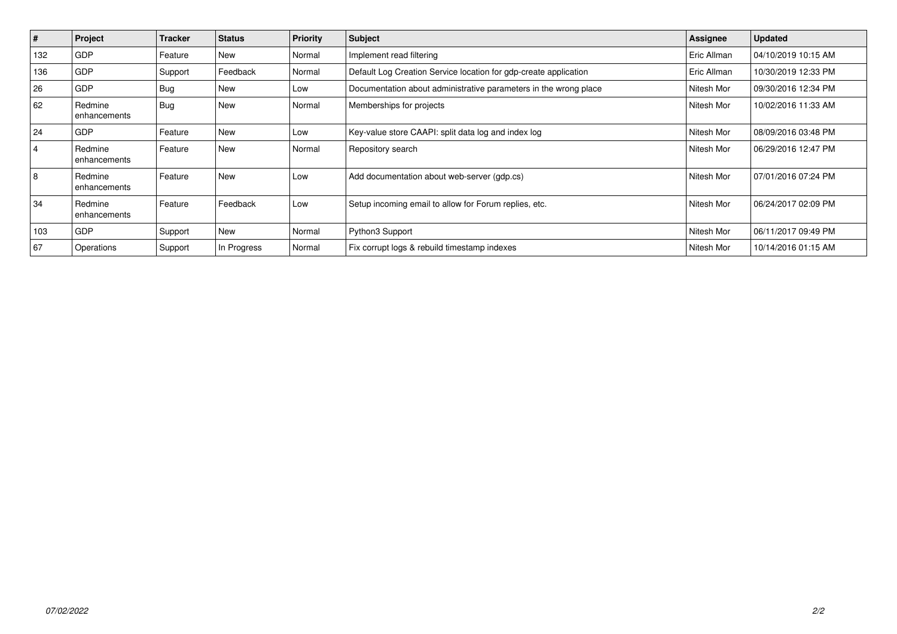| # | Project | Tracker | Status | Priority | Subject | Assignee | Updated |
|---|---|---|---|---|---|---|---|
| 132 | GDP | Feature | New | Normal | Implement read filtering | Eric Allman | 04/10/2019 10:15 AM |
| 136 | GDP | Support | Feedback | Normal | Default Log Creation Service location for gdp-create application | Eric Allman | 10/30/2019 12:33 PM |
| 26 | GDP | Bug | New | Low | Documentation about administrative parameters in the wrong place | Nitesh Mor | 09/30/2016 12:34 PM |
| 62 | Redmine enhancements | Bug | New | Normal | Memberships for projects | Nitesh Mor | 10/02/2016 11:33 AM |
| 24 | GDP | Feature | New | Low | Key-value store CAAPI: split data log and index log | Nitesh Mor | 08/09/2016 03:48 PM |
| 4 | Redmine enhancements | Feature | New | Normal | Repository search | Nitesh Mor | 06/29/2016 12:47 PM |
| 8 | Redmine enhancements | Feature | New | Low | Add documentation about web-server (gdp.cs) | Nitesh Mor | 07/01/2016 07:24 PM |
| 34 | Redmine enhancements | Feature | Feedback | Low | Setup incoming email to allow for Forum replies, etc. | Nitesh Mor | 06/24/2017 02:09 PM |
| 103 | GDP | Support | New | Normal | Python3 Support | Nitesh Mor | 06/11/2017 09:49 PM |
| 67 | Operations | Support | In Progress | Normal | Fix corrupt logs & rebuild timestamp indexes | Nitesh Mor | 10/14/2016 01:15 AM |